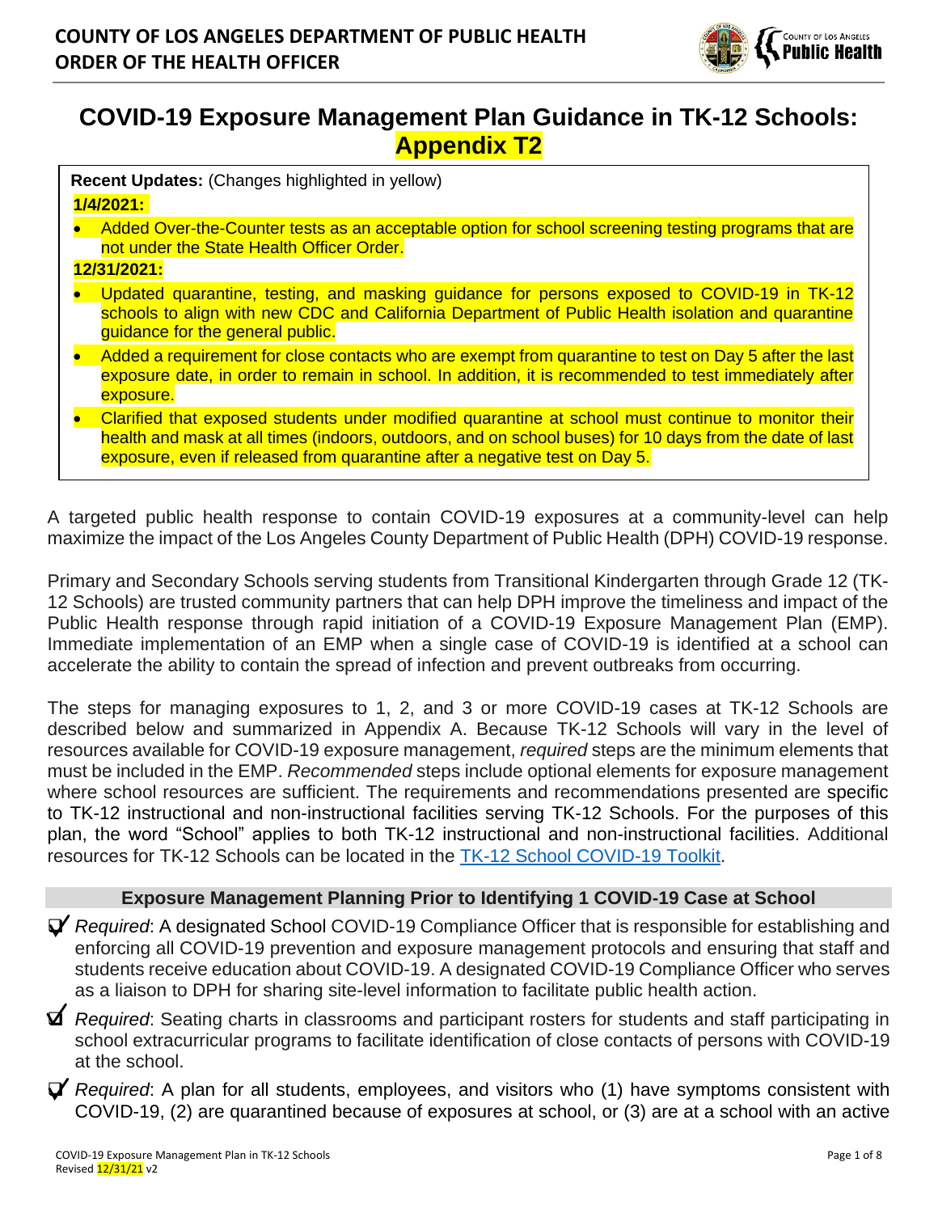**COUNTY OF LOS ANGELES DEPARTMENT OF PUBLIC HEALTH**
**ORDER OF THE HEALTH OFFICER**

# COVID-19 Exposure Management Plan Guidance in TK-12 Schools: Appendix T2

**Recent Updates:** (Changes highlighted in yellow)

**1/4/2021:**

- Added Over-the-Counter tests as an acceptable option for school screening testing programs that are not under the State Health Officer Order.

**12/31/2021:**

- Updated quarantine, testing, and masking guidance for persons exposed to COVID-19 in TK-12 schools to align with new CDC and California Department of Public Health isolation and quarantine guidance for the general public.
- Added a requirement for close contacts who are exempt from quarantine to test on Day 5 after the last exposure date, in order to remain in school. In addition, it is recommended to test immediately after exposure.
- Clarified that exposed students under modified quarantine at school must continue to monitor their health and mask at all times (indoors, outdoors, and on school buses) for 10 days from the date of last exposure, even if released from quarantine after a negative test on Day 5.

A targeted public health response to contain COVID-19 exposures at a community-level can help maximize the impact of the Los Angeles County Department of Public Health (DPH) COVID-19 response.

Primary and Secondary Schools serving students from Transitional Kindergarten through Grade 12 (TK-12 Schools) are trusted community partners that can help DPH improve the timeliness and impact of the Public Health response through rapid initiation of a COVID-19 Exposure Management Plan (EMP). Immediate implementation of an EMP when a single case of COVID-19 is identified at a school can accelerate the ability to contain the spread of infection and prevent outbreaks from occurring.

The steps for managing exposures to 1, 2, and 3 or more COVID-19 cases at TK-12 Schools are described below and summarized in Appendix A. Because TK-12 Schools will vary in the level of resources available for COVID-19 exposure management, *required* steps are the minimum elements that must be included in the EMP. *Recommended* steps include optional elements for exposure management where school resources are sufficient. The requirements and recommendations presented are specific to TK-12 instructional and non-instructional facilities serving TK-12 Schools. For the purposes of this plan, the word "School" applies to both TK-12 instructional and non-instructional facilities. Additional resources for TK-12 Schools can be located in the [TK-12 School COVID-19 Toolkit](TK-12 School COVID-19 Toolkit).

## Exposure Management Planning Prior to Identifying 1 COVID-19 Case at School

- ☐ *Required*: A designated School COVID-19 Compliance Officer that is responsible for establishing and enforcing all COVID-19 prevention and exposure management protocols and ensuring that staff and students receive education about COVID-19. A designated COVID-19 Compliance Officer who serves as a liaison to DPH for sharing site-level information to facilitate public health action.
- ☐ *Required*: Seating charts in classrooms and participant rosters for students and staff participating in school extracurricular programs to facilitate identification of close contacts of persons with COVID-19 at the school.
- ☐ *Required*: A plan for all students, employees, and visitors who (1) have symptoms consistent with COVID-19, (2) are quarantined because of exposures at school, or (3) are at a school with an active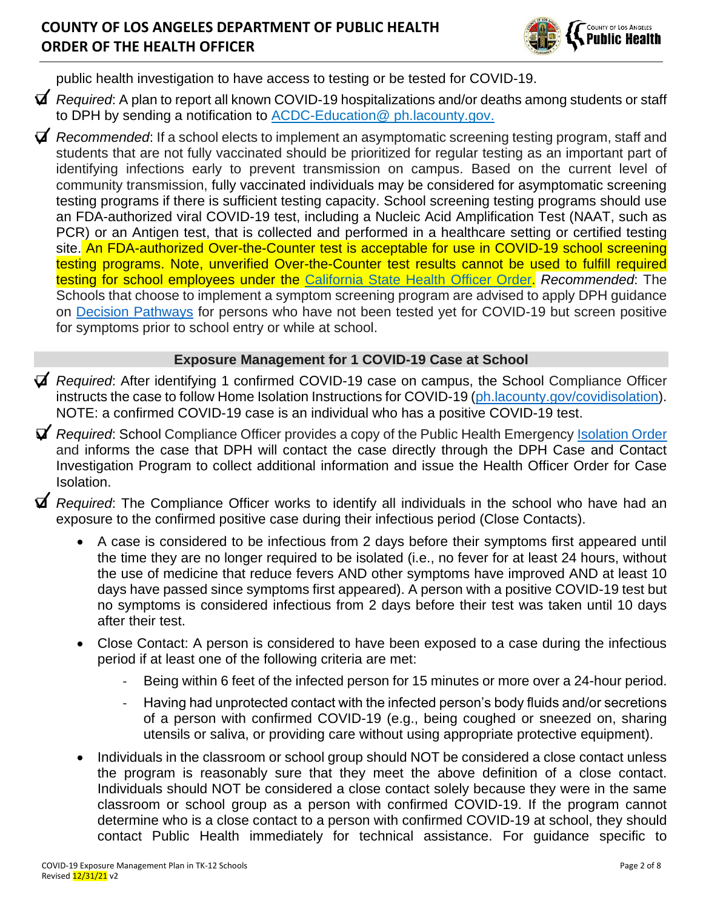public health investigation to have access to testing or be tested for COVID-19.

- ☑ *Required*: A plan to report all known COVID-19 hospitalizations and/or deaths among students or staff to DPH by sending a notification to [ACDC-Education@ ph.lacounty.gov.](mailto:ACDC-Education@ph.lacounty.gov)

- ☑ *Recommended*: If a school elects to implement an asymptomatic screening testing program, staff and students that are not fully vaccinated should be prioritized for regular testing as an important part of identifying infections early to prevent transmission on campus. Based on the current level of community transmission, fully vaccinated individuals may be considered for asymptomatic screening testing programs if there is sufficient testing capacity. School screening testing programs should use an FDA-authorized viral COVID-19 test, including a Nucleic Acid Amplification Test (NAAT, such as PCR) or an Antigen test, that is collected and performed in a healthcare setting or certified testing site. An FDA-authorized Over-the-Counter test is acceptable for use in COVID-19 school screening testing programs. Note, unverified Over-the-Counter test results cannot be used to fulfill required testing for school employees under the [California State Health Officer Order](). *Recommended*: The Schools that choose to implement a symptom screening program are advised to apply DPH guidance on [Decision Pathways]() for persons who have not been tested yet for COVID-19 but screen positive for symptoms prior to school entry or while at school.

## Exposure Management for 1 COVID-19 Case at School

- ☑ *Required*: After identifying 1 confirmed COVID-19 case on campus, the School Compliance Officer instructs the case to follow Home Isolation Instructions for COVID-19 ([ph.lacounty.gov/covidisolation]()). NOTE: a confirmed COVID-19 case is an individual who has a positive COVID-19 test.

- ☑ *Required*: School Compliance Officer provides a copy of the Public Health Emergency [Isolation Order]() and informs the case that DPH will contact the case directly through the DPH Case and Contact Investigation Program to collect additional information and issue the Health Officer Order for Case Isolation.

- ☑ *Required*: The Compliance Officer works to identify all individuals in the school who have had an exposure to the confirmed positive case during their infectious period (Close Contacts).

  - A case is considered to be infectious from 2 days before their symptoms first appeared until the time they are no longer required to be isolated (i.e., no fever for at least 24 hours, without the use of medicine that reduce fevers AND other symptoms have improved AND at least 10 days have passed since symptoms first appeared). A person with a positive COVID-19 test but no symptoms is considered infectious from 2 days before their test was taken until 10 days after their test.
  - Close Contact: A person is considered to have been exposed to a case during the infectious period if at least one of the following criteria are met:
    - Being within 6 feet of the infected person for 15 minutes or more over a 24-hour period.
    - Having had unprotected contact with the infected person's body fluids and/or secretions of a person with confirmed COVID-19 (e.g., being coughed or sneezed on, sharing utensils or saliva, or providing care without using appropriate protective equipment).
  - Individuals in the classroom or school group should NOT be considered a close contact unless the program is reasonably sure that they meet the above definition of a close contact. Individuals should NOT be considered a close contact solely because they were in the same classroom or school group as a person with confirmed COVID-19. If the program cannot determine who is a close contact to a person with confirmed COVID-19 at school, they should contact Public Health immediately for technical assistance. For guidance specific to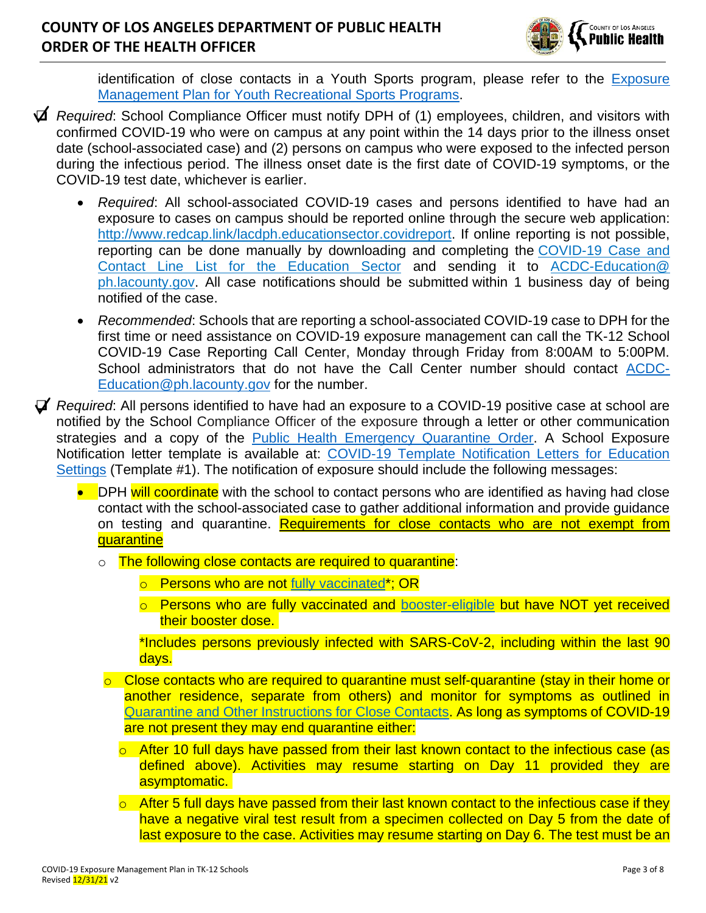identification of close contacts in a Youth Sports program, please refer to the [Exposure Management Plan for Youth Recreational Sports Programs](#).

- ☑ *Required*: School Compliance Officer must notify DPH of (1) employees, children, and visitors with confirmed COVID-19 who were on campus at any point within the 14 days prior to the illness onset date (school-associated case) and (2) persons on campus who were exposed to the infected person during the infectious period. The illness onset date is the first date of COVID-19 symptoms, or the COVID-19 test date, whichever is earlier.
  - *Required*: All school-associated COVID-19 cases and persons identified to have had an exposure to cases on campus should be reported online through the secure web application: http://www.redcap.link/lacdph.educationsector.covidreport. If online reporting is not possible, reporting can be done manually by downloading and completing the [COVID-19 Case and Contact Line List for the Education Sector](#) and sending it to ACDC-Education@ph.lacounty.gov. All case notifications should be submitted within 1 business day of being notified of the case.
  - *Recommended*: Schools that are reporting a school-associated COVID-19 case to DPH for the first time or need assistance on COVID-19 exposure management can call the TK-12 School COVID-19 Case Reporting Call Center, Monday through Friday from 8:00AM to 5:00PM. School administrators that do not have the Call Center number should contact ACDC-Education@ph.lacounty.gov for the number.
- ☑ *Required*: All persons identified to have had an exposure to a COVID-19 positive case at school are notified by the School Compliance Officer of the exposure through a letter or other communication strategies and a copy of the [Public Health Emergency Quarantine Order](#). A School Exposure Notification letter template is available at: [COVID-19 Template Notification Letters for Education Settings](#) (Template #1). The notification of exposure should include the following messages:
  - DPH will coordinate with the school to contact persons who are identified as having had close contact with the school-associated case to gather additional information and provide guidance on testing and quarantine. Requirements for close contacts who are not exempt from quarantine
    - The following close contacts are required to quarantine:
      - Persons who are not [fully vaccinated](#)*; OR
      - Persons who are fully vaccinated and [booster-eligible](#) but have NOT yet received their booster dose.

      *Includes persons previously infected with SARS-CoV-2, including within the last 90 days.
    - Close contacts who are required to quarantine must self-quarantine (stay in their home or another residence, separate from others) and monitor for symptoms as outlined in [Quarantine and Other Instructions for Close Contacts](#). As long as symptoms of COVID-19 are not present they may end quarantine either:
      - After 10 full days have passed from their last known contact to the infectious case (as defined above). Activities may resume starting on Day 11 provided they are asymptomatic.
      - After 5 full days have passed from their last known contact to the infectious case if they have a negative viral test result from a specimen collected on Day 5 from the date of last exposure to the case. Activities may resume starting on Day 6. The test must be an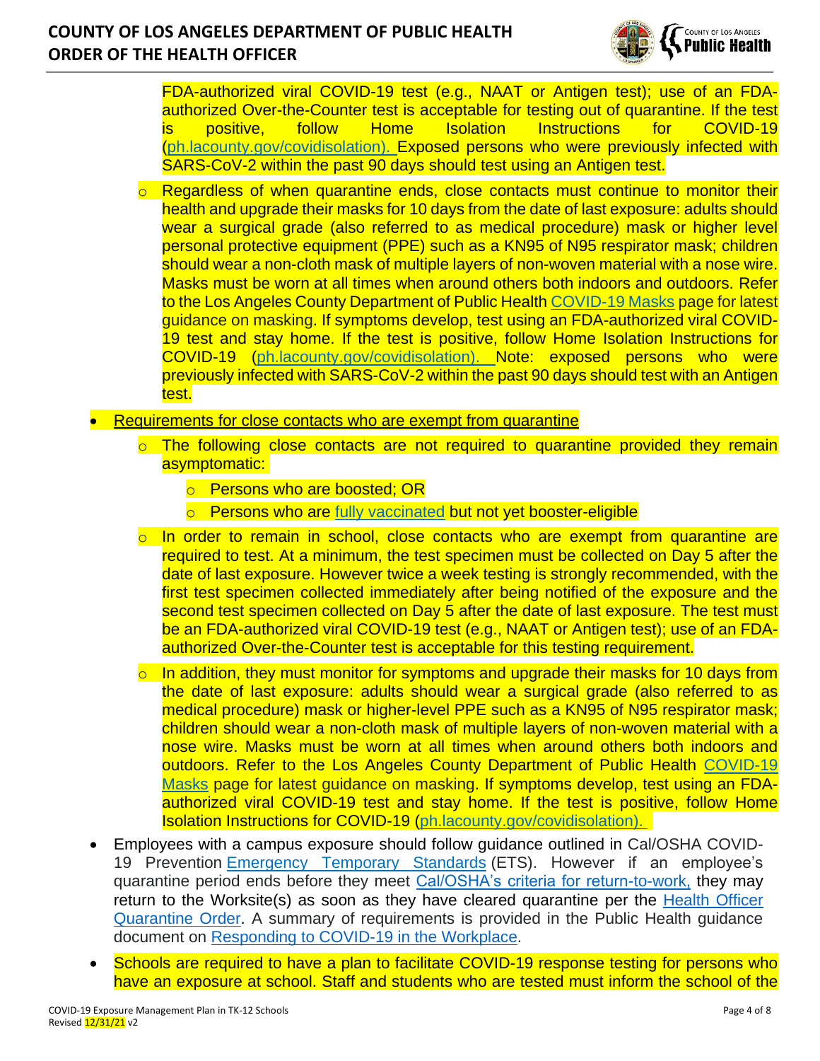FDA-authorized viral COVID-19 test (e.g., NAAT or Antigen test); use of an FDA-authorized Over-the-Counter test is acceptable for testing out of quarantine. If the test is positive, follow Home Isolation Instructions for COVID-19 (ph.lacounty.gov/covidisolation). Exposed persons who were previously infected with SARS-CoV-2 within the past 90 days should test using an Antigen test.

  - Regardless of when quarantine ends, close contacts must continue to monitor their health and upgrade their masks for 10 days from the date of last exposure: adults should wear a surgical grade (also referred to as medical procedure) mask or higher level personal protective equipment (PPE) such as a KN95 of N95 respirator mask; children should wear a non-cloth mask of multiple layers of non-woven material with a nose wire. Masks must be worn at all times when around others both indoors and outdoors. Refer to the Los Angeles County Department of Public Health COVID-19 Masks page for latest guidance on masking. If symptoms develop, test using an FDA-authorized viral COVID-19 test and stay home. If the test is positive, follow Home Isolation Instructions for COVID-19 (ph.lacounty.gov/covidisolation). Note: exposed persons who were previously infected with SARS-CoV-2 within the past 90 days should test with an Antigen test.

- Requirements for close contacts who are exempt from quarantine
  - The following close contacts are not required to quarantine provided they remain asymptomatic:
    - Persons who are boosted; OR
    - Persons who are fully vaccinated but not yet booster-eligible
  - In order to remain in school, close contacts who are exempt from quarantine are required to test. At a minimum, the test specimen must be collected on Day 5 after the date of last exposure. However twice a week testing is strongly recommended, with the first test specimen collected immediately after being notified of the exposure and the second test specimen collected on Day 5 after the date of last exposure. The test must be an FDA-authorized viral COVID-19 test (e.g., NAAT or Antigen test); use of an FDA-authorized Over-the-Counter test is acceptable for this testing requirement.
  - In addition, they must monitor for symptoms and upgrade their masks for 10 days from the date of last exposure: adults should wear a surgical grade (also referred to as medical procedure) mask or higher-level PPE such as a KN95 of N95 respirator mask; children should wear a non-cloth mask of multiple layers of non-woven material with a nose wire. Masks must be worn at all times when around others both indoors and outdoors. Refer to the Los Angeles County Department of Public Health COVID-19 Masks page for latest guidance on masking. If symptoms develop, test using an FDA-authorized viral COVID-19 test and stay home. If the test is positive, follow Home Isolation Instructions for COVID-19 (ph.lacounty.gov/covidisolation).
- Employees with a campus exposure should follow guidance outlined in Cal/OSHA COVID-19 Prevention Emergency Temporary Standards (ETS). However if an employee's quarantine period ends before they meet Cal/OSHA's criteria for return-to-work, they may return to the Worksite(s) as soon as they have cleared quarantine per the Health Officer Quarantine Order. A summary of requirements is provided in the Public Health guidance document on Responding to COVID-19 in the Workplace.
- Schools are required to have a plan to facilitate COVID-19 response testing for persons who have an exposure at school. Staff and students who are tested must inform the school of the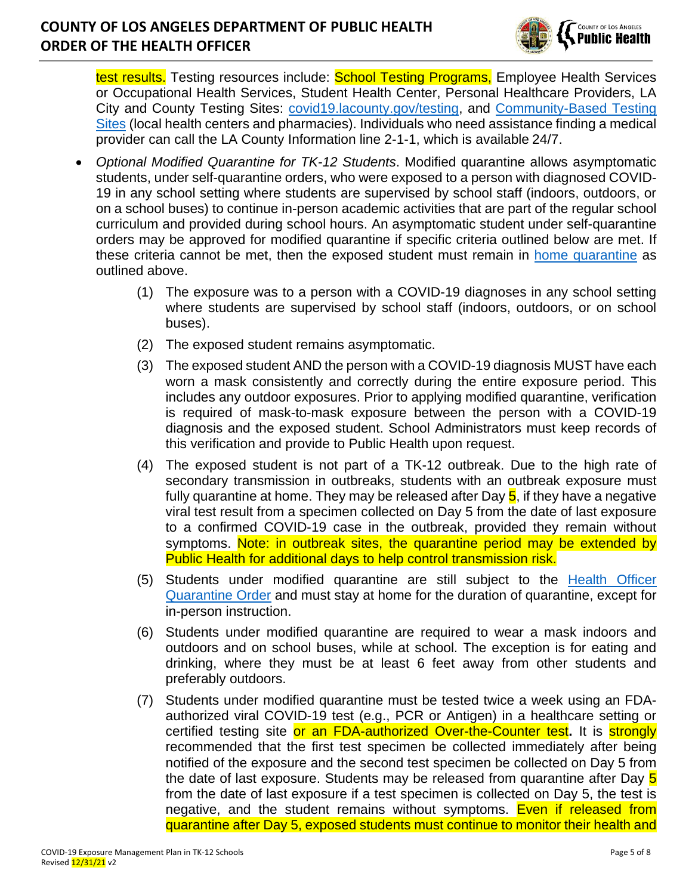test results. Testing resources include: School Testing Programs, Employee Health Services or Occupational Health Services, Student Health Center, Personal Healthcare Providers, LA City and County Testing Sites: [covid19.lacounty.gov/testing](covid19.lacounty.gov/testing), and [Community-Based Testing Sites](#) (local health centers and pharmacies). Individuals who need assistance finding a medical provider can call the LA County Information line 2-1-1, which is available 24/7.

- *Optional Modified Quarantine for TK-12 Students*. Modified quarantine allows asymptomatic students, under self-quarantine orders, who were exposed to a person with diagnosed COVID-19 in any school setting where students are supervised by school staff (indoors, outdoors, or on a school buses) to continue in-person academic activities that are part of the regular school curriculum and provided during school hours. An asymptomatic student under self-quarantine orders may be approved for modified quarantine if specific criteria outlined below are met. If these criteria cannot be met, then the exposed student must remain in [home quarantine](#) as outlined above.

  (1) The exposure was to a person with a COVID-19 diagnoses in any school setting where students are supervised by school staff (indoors, outdoors, or on school buses).

  (2) The exposed student remains asymptomatic.

  (3) The exposed student AND the person with a COVID-19 diagnosis MUST have each worn a mask consistently and correctly during the entire exposure period. This includes any outdoor exposures. Prior to applying modified quarantine, verification is required of mask-to-mask exposure between the person with a COVID-19 diagnosis and the exposed student. School Administrators must keep records of this verification and provide to Public Health upon request.

  (4) The exposed student is not part of a TK-12 outbreak. Due to the high rate of secondary transmission in outbreaks, students with an outbreak exposure must fully quarantine at home. They may be released after Day 5, if they have a negative viral test result from a specimen collected on Day 5 from the date of last exposure to a confirmed COVID-19 case in the outbreak, provided they remain without symptoms. Note: in outbreak sites, the quarantine period may be extended by Public Health for additional days to help control transmission risk.

  (5) Students under modified quarantine are still subject to the [Health Officer Quarantine Order](#) and must stay at home for the duration of quarantine, except for in-person instruction.

  (6) Students under modified quarantine are required to wear a mask indoors and outdoors and on school buses, while at school. The exception is for eating and drinking, where they must be at least 6 feet away from other students and preferably outdoors.

  (7) Students under modified quarantine must be tested twice a week using an FDA-authorized viral COVID-19 test (e.g., PCR or Antigen) in a healthcare setting or certified testing site or an FDA-authorized Over-the-Counter test**.** It is strongly recommended that the first test specimen be collected immediately after being notified of the exposure and the second test specimen be collected on Day 5 from the date of last exposure. Students may be released from quarantine after Day 5 from the date of last exposure if a test specimen is collected on Day 5, the test is negative, and the student remains without symptoms. Even if released from quarantine after Day 5, exposed students must continue to monitor their health and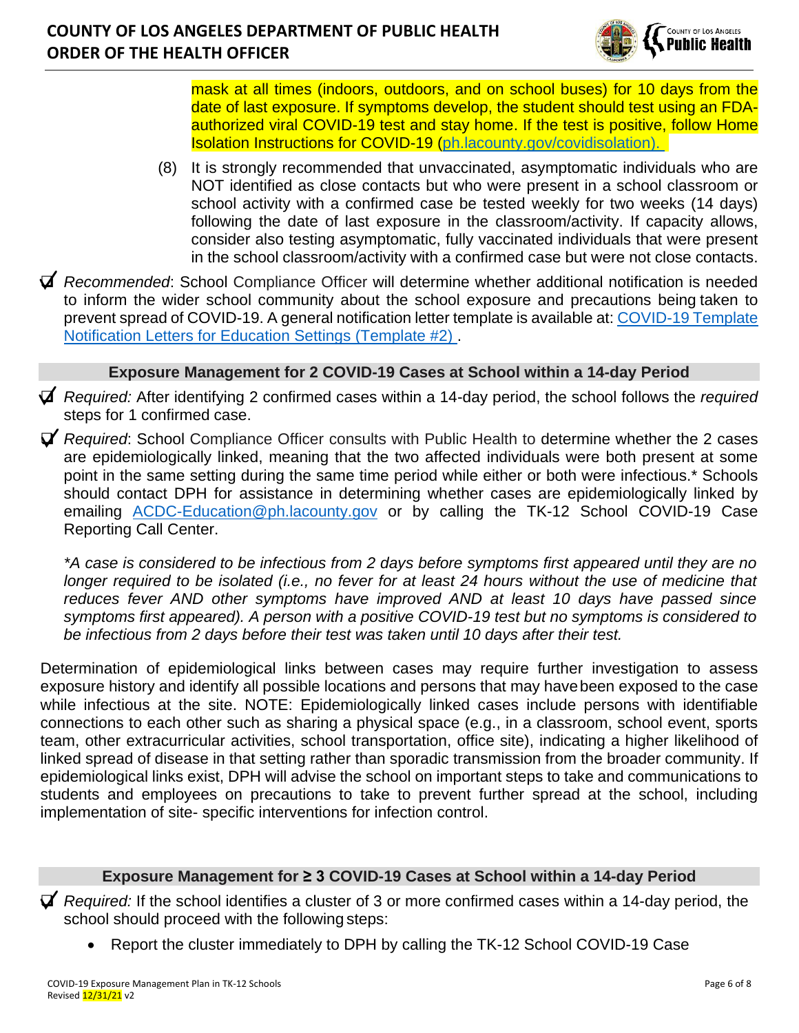mask at all times (indoors, outdoors, and on school buses) for 10 days from the date of last exposure. If symptoms develop, the student should test using an FDA-authorized viral COVID-19 test and stay home. If the test is positive, follow Home Isolation Instructions for COVID-19 ([ph.lacounty.gov/covidisolation](ph.lacounty.gov/covidisolation)).

(8) It is strongly recommended that unvaccinated, asymptomatic individuals who are NOT identified as close contacts but who were present in a school classroom or school activity with a confirmed case be tested weekly for two weeks (14 days) following the date of last exposure in the classroom/activity. If capacity allows, consider also testing asymptomatic, fully vaccinated individuals that were present in the school classroom/activity with a confirmed case but were not close contacts.

☑ *Recommended*: School Compliance Officer will determine whether additional notification is needed to inform the wider school community about the school exposure and precautions being taken to prevent spread of COVID-19. A general notification letter template is available at: [COVID-19 Template Notification Letters for Education Settings (Template #2)](COVID-19 Template Notification Letters for Education Settings (Template #2)).

### Exposure Management for 2 COVID-19 Cases at School within a 14-day Period

☑ *Required:* After identifying 2 confirmed cases within a 14-day period, the school follows the *required* steps for 1 confirmed case.

☑ *Required*: School Compliance Officer consults with Public Health to determine whether the 2 cases are epidemiologically linked, meaning that the two affected individuals were both present at some point in the same setting during the same time period while either or both were infectious.* Schools should contact DPH for assistance in determining whether cases are epidemiologically linked by emailing [ACDC-Education@ph.lacounty.gov](mailto:ACDC-Education@ph.lacounty.gov) or by calling the TK-12 School COVID-19 Case Reporting Call Center.

*\*A case is considered to be infectious from 2 days before symptoms first appeared until they are no longer required to be isolated (i.e., no fever for at least 24 hours without the use of medicine that reduces fever AND other symptoms have improved AND at least 10 days have passed since symptoms first appeared). A person with a positive COVID-19 test but no symptoms is considered to be infectious from 2 days before their test was taken until 10 days after their test.*

Determination of epidemiological links between cases may require further investigation to assess exposure history and identify all possible locations and persons that may have been exposed to the case while infectious at the site. NOTE: Epidemiologically linked cases include persons with identifiable connections to each other such as sharing a physical space (e.g., in a classroom, school event, sports team, other extracurricular activities, school transportation, office site), indicating a higher likelihood of linked spread of disease in that setting rather than sporadic transmission from the broader community. If epidemiological links exist, DPH will advise the school on important steps to take and communications to students and employees on precautions to take to prevent further spread at the school, including implementation of site- specific interventions for infection control.

### Exposure Management for ≥ 3 COVID-19 Cases at School within a 14-day Period

☑ *Required:* If the school identifies a cluster of 3 or more confirmed cases within a 14-day period, the school should proceed with the following steps:

- Report the cluster immediately to DPH by calling the TK-12 School COVID-19 Case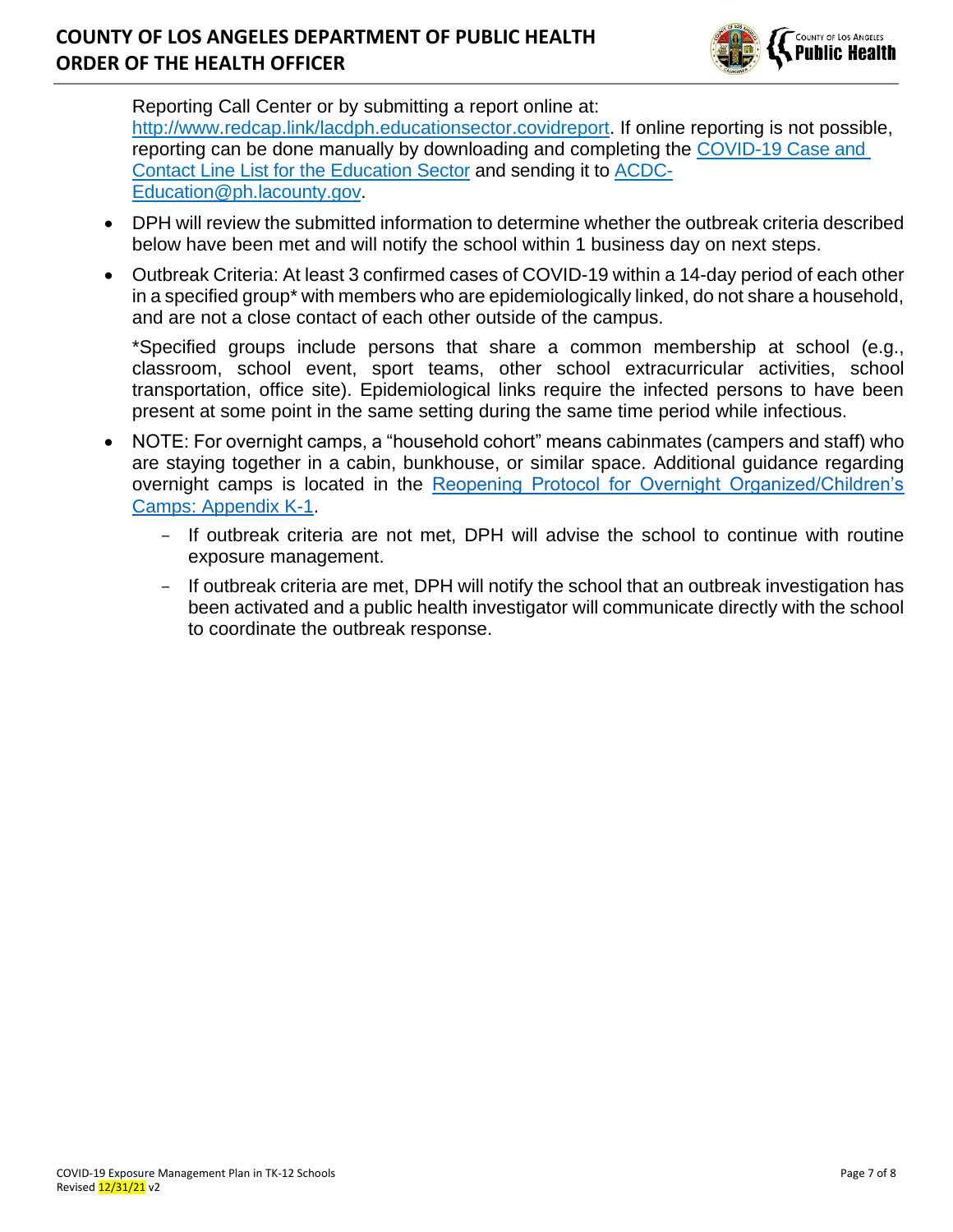Reporting Call Center or by submitting a report online at: [http://www.redcap.link/lacdph.educationsector.covidreport](http://www.redcap.link/lacdph.educationsector.covidreport). If online reporting is not possible, reporting can be done manually by downloading and completing the COVID-19 Case and Contact Line List for the Education Sector and sending it to ACDC-Education@ph.lacounty.gov.

- DPH will review the submitted information to determine whether the outbreak criteria described below have been met and will notify the school within 1 business day on next steps.
- Outbreak Criteria: At least 3 confirmed cases of COVID-19 within a 14-day period of each other in a specified group* with members who are epidemiologically linked, do not share a household, and are not a close contact of each other outside of the campus.

  *Specified groups include persons that share a common membership at school (e.g., classroom, school event, sport teams, other school extracurricular activities, school transportation, office site). Epidemiological links require the infected persons to have been present at some point in the same setting during the same time period while infectious.
- NOTE: For overnight camps, a "household cohort" means cabinmates (campers and staff) who are staying together in a cabin, bunkhouse, or similar space. Additional guidance regarding overnight camps is located in the Reopening Protocol for Overnight Organized/Children's Camps: Appendix K-1.
  - If outbreak criteria are not met, DPH will advise the school to continue with routine exposure management.
  - If outbreak criteria are met, DPH will notify the school that an outbreak investigation has been activated and a public health investigator will communicate directly with the school to coordinate the outbreak response.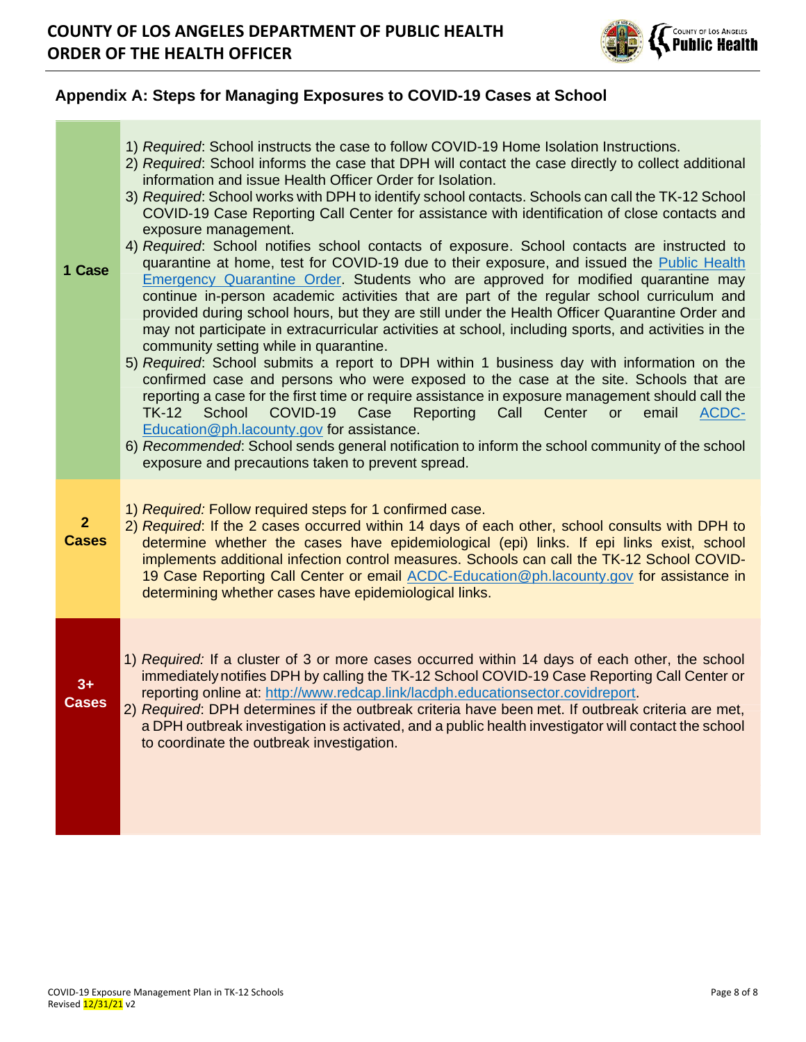## Appendix A: Steps for Managing Exposures to COVID-19 Cases at School

| | |
|---|---|
| **1 Case** | 1) *Required*: School instructs the case to follow COVID-19 Home Isolation Instructions.<br>2) *Required*: School informs the case that DPH will contact the case directly to collect additional information and issue Health Officer Order for Isolation.<br>3) *Required*: School works with DPH to identify school contacts. Schools can call the TK-12 School COVID-19 Case Reporting Call Center for assistance with identification of close contacts and exposure management.<br>4) *Required*: School notifies school contacts of exposure. School contacts are instructed to quarantine at home, test for COVID-19 due to their exposure, and issued the Public Health Emergency Quarantine Order. Students who are approved for modified quarantine may continue in-person academic activities that are part of the regular school curriculum and provided during school hours, but they are still under the Health Officer Quarantine Order and may not participate in extracurricular activities at school, including sports, and activities in the community setting while in quarantine.<br>5) *Required*: School submits a report to DPH within 1 business day with information on the confirmed case and persons who were exposed to the case at the site. Schools that are reporting a case for the first time or require assistance in exposure management should call the TK-12 School COVID-19 Case Reporting Call Center or email ACDC-Education@ph.lacounty.gov for assistance.<br>6) *Recommended*: School sends general notification to inform the school community of the school exposure and precautions taken to prevent spread. |
| **2 Cases** | 1) *Required:* Follow required steps for 1 confirmed case.<br>2) *Required*: If the 2 cases occurred within 14 days of each other, school consults with DPH to determine whether the cases have epidemiological (epi) links. If epi links exist, school implements additional infection control measures. Schools can call the TK-12 School COVID-19 Case Reporting Call Center or email ACDC-Education@ph.lacounty.gov for assistance in determining whether cases have epidemiological links. |
| **3+ Cases** | 1) *Required:* If a cluster of 3 or more cases occurred within 14 days of each other, the school immediately notifies DPH by calling the TK-12 School COVID-19 Case Reporting Call Center or reporting online at: http://www.redcap.link/lacdph.educationsector.covidreport.<br>2) *Required*: DPH determines if the outbreak criteria have been met. If outbreak criteria are met, a DPH outbreak investigation is activated, and a public health investigator will contact the school to coordinate the outbreak investigation. |